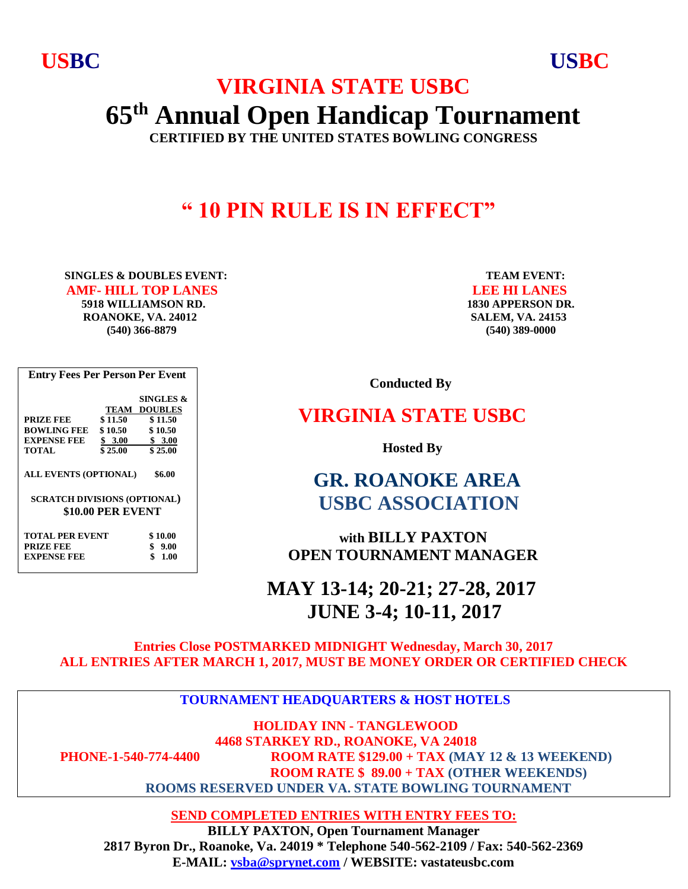**USBC** **USBC**

# VIRGINIA STATE USBC

# 65th Annual Open Handicap Tournament

**CERTIFIED BY THE UNITED STATES BOWLING CONGRESS**

## “ 10 PIN RULE IS IN EFFECT”

**SINGLES & DOUBLES EVENT:**
**AMF- HILL TOP LANES**
**5918 WILLIAMSON RD.**
**ROANOKE, VA. 24012**
**(540) 366-8879**

**TEAM EVENT:**
**LEE HI LANES**
**1830 APPERSON DR.**
**SALEM, VA. 24153**
**(540) 389-0000**

**Entry Fees Per Person Per Event**

| | TEAM | SINGLES & DOUBLES |
|---|---|---|
| PRIZE FEE | $ 11.50 | $ 11.50 |
| BOWLING FEE | $ 10.50 | $ 10.50 |
| EXPENSE FEE | $ 3.00 | $ 3.00 |
| TOTAL | $ 25.00 | $ 25.00 |

**ALL EVENTS (OPTIONAL)** **$6.00**

**SCRATCH DIVISIONS (OPTIONAL)**
**$10.00 PER EVENT**

| | |
|---|---|
| TOTAL PER EVENT | $ 10.00 |
| PRIZE FEE | $ 9.00 |
| EXPENSE FEE | $ 1.00 |

**Conducted By**

## VIRGINIA STATE USBC

**Hosted By**

## GR. ROANOKE AREA USBC ASSOCIATION

**with BILLY PAXTON**
**OPEN TOURNAMENT MANAGER**

## MAY 13-14; 20-21; 27-28, 2017
## JUNE 3-4; 10-11, 2017

**Entries Close POSTMARKED MIDNIGHT Wednesday, March 30, 2017**
**ALL ENTRIES AFTER MARCH 1, 2017, MUST BE MONEY ORDER OR CERTIFIED CHECK**

**TOURNAMENT HEADQUARTERS & HOST HOTELS**

**HOLIDAY INN - TANGLEWOOD**
**4468 STARKEY RD., ROANOKE, VA 24018**
**PHONE-1-540-774-4400**
**ROOM RATE $129.00 + TAX (MAY 12 & 13 WEEKEND)**
**ROOM RATE $ 89.00 + TAX (OTHER WEEKENDS)**
**ROOMS RESERVED UNDER VA. STATE BOWLING TOURNAMENT**

**SEND COMPLETED ENTRIES WITH ENTRY FEES TO:**
**BILLY PAXTON, Open Tournament Manager**
**2817 Byron Dr., Roanoke, Va. 24019 * Telephone 540-562-2109 / Fax: 540-562-2369**
**E-MAIL: vsba@sprynet.com / WEBSITE: vastateusbc.com**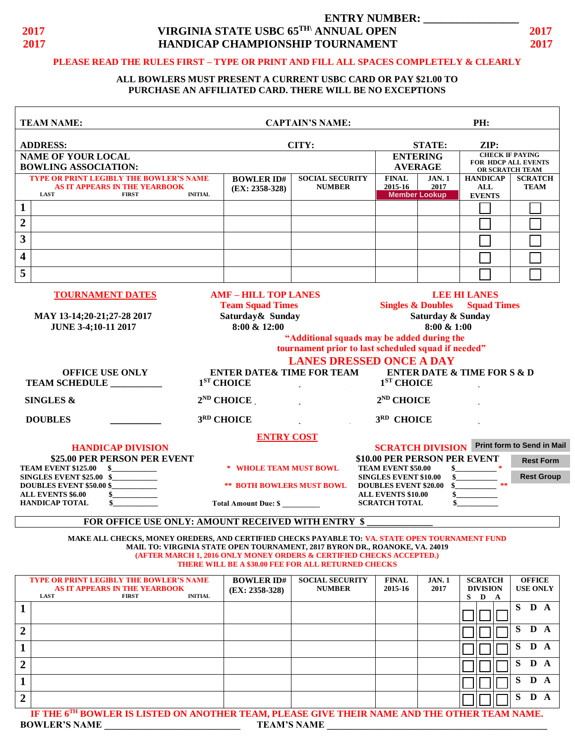**ENTRY NUMBER: ________________**

**2017** **2017**

# VIRGINIA STATE USBC 65TH\ ANNUAL OPEN HANDICAP CHAMPIONSHIP TOURNAMENT

**2017** **2017**

**PLEASE READ THE RULES FIRST – TYPE OR PRINT AND FILL ALL SPACES COMPLETELY & CLEARLY**

**ALL BOWLERS MUST PRESENT A CURRENT USBC CARD OR PAY $21.00 TO PURCHASE AN AFFILIATED CARD. THERE WILL BE NO EXCEPTIONS**

**TEAM NAME:** **CAPTAIN'S NAME:** **PH:**

**ADDRESS:** **CITY:** **STATE:** **ZIP:**

| NAME OF YOUR LOCAL BOWLING ASSOCIATION: | | | ENTERING AVERAGE | | CHECK IF PAYING FOR HDCP ALL EVENTS OR SCRATCH TEAM | |
|---|---|---|---|---|---|---|
| TYPE OR PRINT LEGIBLY THE BOWLER'S NAME AS IT APPEARS IN THE YEARBOOK (LAST / FIRST / INITIAL) | BOWLER ID# (EX: 2358-328) | SOCIAL SECURITY NUMBER | FINAL 2015-16 | JAN. 1 2017 (Member Lookup) | HANDICAP ALL EVENTS | SCRATCH TEAM |
| 1 | | | | | ☐ | ☐ |
| 2 | | | | | ☐ | ☐ |
| 3 | | | | | ☐ | ☐ |
| 4 | | | | | ☐ | ☐ |
| 5 | | | | | ☐ | ☐ |

**TOURNAMENT DATES**

MAY 13-14;20-21;27-28 2017
JUNE 3-4;10-11 2017

**AMF – HILL TOP LANES**
Team Squad Times
Saturday& Sunday
8:00 & 12:00

**LEE HI LANES**
Singles & Doubles Squad Times
Saturday & Sunday
8:00 & 1:00

"Additional squads may be added during the tournament prior to last scheduled squad if needed"

**LANES DRESSED ONCE A DAY**

| OFFICE USE ONLY | ENTER DATE& TIME FOR TEAM | ENTER DATE & TIME FOR S & D |
|---|---|---|
| TEAM SCHEDULE __________ | 1ST CHOICE | 1ST CHOICE |
| SINGLES & | 2ND CHOICE | 2ND CHOICE |
| DOUBLES __________ | 3RD CHOICE | 3RD CHOICE |

**ENTRY COST**

**HANDICAP DIVISION**
$25.00 PER PERSON PER EVENT
TEAM EVENT $125.00 $__________
SINGLES EVENT $25.00 $__________
DOUBLES EVENT $50.00 $__________
ALL EVENTS $6.00 $__________
HANDICAP TOTAL $__________

\* WHOLE TEAM MUST BOWL
** BOTH BOWLERS MUST BOWL
Total Amount Due: $ _________

**SCRATCH DIVISION**
$10.00 PER PERSON PER EVENT
TEAM EVENT $50.00 $__________ *
SINGLES EVENT $10.00 $__________
DOUBLES EVENT $20.00 $__________ **
ALL EVENTS $10.00 $__________
SCRATCH TOTAL $__________

Print form to Send in Mail | Rest Form | Rest Group

**FOR OFFICE USE ONLY: AMOUNT RECEIVED WITH ENTRY $ _____________**

**MAKE ALL CHECKS, MONEY OREDERS, AND CERTIFIED CHECKS PAYABLE TO: VA. STATE OPEN TOURNAMENT FUND**
**MAIL TO: VIRGINIA STATE OPEN TOURNAMENT, 2817 BYRON DR., ROANOKE, VA. 24019**
**(AFTER MARCH 1, 2016 ONLY MONEY ORDERS & CERTIFIED CHECKS ACCEPTED.)**
**THERE WILL BE A $30.00 FEE FOR ALL RETURNED CHECKS**

| TYPE OR PRINT LEGIBLY THE BOWLER'S NAME AS IT APPEARS IN THE YEARBOOK (LAST / FIRST / INITIAL) | BOWLER ID# (EX: 2358-328) | SOCIAL SECURITY NUMBER | FINAL 2015-16 | JAN. 1 2017 | SCRATCH DIVISION S D A | OFFICE USE ONLY |
|---|---|---|---|---|---|---|
| 1 | | | | | ☐ ☐ ☐ | S D A |
| 2 | | | | | ☐ ☐ ☐ | S D A |
| 1 | | | | | ☐ ☐ ☐ | S D A |
| 2 | | | | | ☐ ☐ ☐ | S D A |
| 1 | | | | | ☐ ☐ ☐ | S D A |
| 2 | | | | | ☐ ☐ ☐ | S D A |

**IF THE 6TH BOWLER IS LISTED ON ANOTHER TEAM, PLEASE GIVE THEIR NAME AND THE OTHER TEAM NAME.**

**BOWLER'S NAME ___________________________** **TEAM'S NAME ___________________________**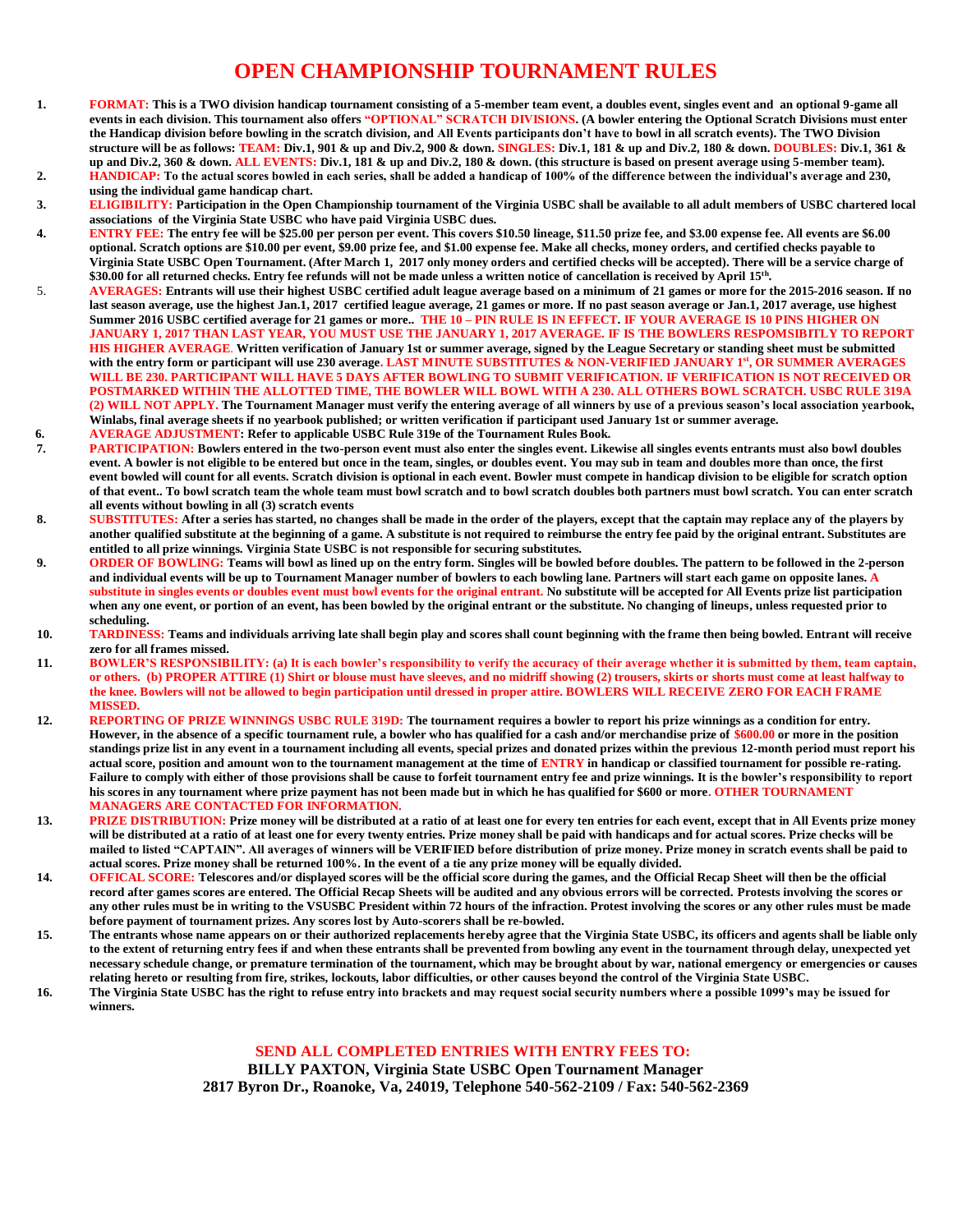# OPEN CHAMPIONSHIP TOURNAMENT RULES

1. **FORMAT: This is a TWO division handicap tournament consisting of a 5-member team event, a doubles event, singles event and an optional 9-game all events in each division. This tournament also offers "OPTIONAL" SCRATCH DIVISIONS. (A bowler entering the Optional Scratch Divisions must enter the Handicap division before bowling in the scratch division, and All Events participants don't have to bowl in all scratch events). The TWO Division structure will be as follows: TEAM: Div.1, 901 & up and Div.2, 900 & down. SINGLES: Div.1, 181 & up and Div.2, 180 & down. DOUBLES: Div.1, 361 & up and Div.2, 360 & down. ALL EVENTS: Div.1, 181 & up and Div.2, 180 & down. (this structure is based on present average using 5-member team).**
2. **HANDICAP: To the actual scores bowled in each series, shall be added a handicap of 100% of the difference between the individual's average and 230, using the individual game handicap chart.**
3. **ELIGIBILITY: Participation in the Open Championship tournament of the Virginia USBC shall be available to all adult members of USBC chartered local associations of the Virginia State USBC who have paid Virginia USBC dues.**
4. **ENTRY FEE: The entry fee will be $25.00 per person per event. This covers $10.50 lineage, $11.50 prize fee, and $3.00 expense fee. All events are $6.00 optional. Scratch options are $10.00 per event, $9.00 prize fee, and $1.00 expense fee. Make all checks, money orders, and certified checks payable to Virginia State USBC Open Tournament. (After March 1, 2017 only money orders and certified checks will be accepted). There will be a service charge of $30.00 for all returned checks. Entry fee refunds will not be made unless a written notice of cancellation is received by April 15th.**
5. **AVERAGES: Entrants will use their highest USBC certified adult league average based on a minimum of 21 games or more for the 2015-2016 season. If no last season average, use the highest Jan.1, 2017 certified league average, 21 games or more. If no past season average or Jan.1, 2017 average, use highest Summer 2016 USBC certified average for 21 games or more.. THE 10 – PIN RULE IS IN EFFECT. IF YOUR AVERAGE IS 10 PINS HIGHER ON JANUARY 1, 2017 THAN LAST YEAR, YOU MUST USE THE JANUARY 1, 2017 AVERAGE. IF IS THE BOWLERS RESPOMSIBITLY TO REPORT HIS HIGHER AVERAGE. Written verification of January 1st or summer average, signed by the League Secretary or standing sheet must be submitted with the entry form or participant will use 230 average. LAST MINUTE SUBSTITUTES & NON-VERIFIED JANUARY 1st, OR SUMMER AVERAGES WILL BE 230. PARTICIPANT WILL HAVE 5 DAYS AFTER BOWLING TO SUBMIT VERIFICATION. IF VERIFICATION IS NOT RECEIVED OR POSTMARKED WITHIN THE ALLOTTED TIME, THE BOWLER WILL BOWL WITH A 230. ALL OTHERS BOWL SCRATCH. USBC RULE 319A (2) WILL NOT APPLY. The Tournament Manager must verify the entering average of all winners by use of a previous season's local association yearbook, Winlabs, final average sheets if no yearbook published; or written verification if participant used January 1st or summer average.**
6. **AVERAGE ADJUSTMENT: Refer to applicable USBC Rule 319e of the Tournament Rules Book.**
7. **PARTICIPATION: Bowlers entered in the two-person event must also enter the singles event. Likewise all singles events entrants must also bowl doubles event. A bowler is not eligible to be entered but once in the team, singles, or doubles event. You may sub in team and doubles more than once, the first event bowled will count for all events. Scratch division is optional in each event. Bowler must compete in handicap division to be eligible for scratch option of that event.. To bowl scratch the whole team must bowl scratch and to bowl scratch doubles both partners must bowl scratch. You can enter scratch all events without bowling in all (3) scratch events**
8. **SUBSTITUTES: After a series has started, no changes shall be made in the order of the players, except that the captain may replace any of the players by another qualified substitute at the beginning of a game. A substitute is not required to reimburse the entry fee paid by the original entrant. Substitutes are entitled to all prize winnings. Virginia State USBC is not responsible for securing substitutes.**
9. **ORDER OF BOWLING: Teams will bowl as lined up on the entry form. Singles will be bowled before doubles. The pattern to be followed in the 2-person and individual events will be up to Tournament Manager number of bowlers to each bowling lane. Partners will start each game on opposite lanes. A substitute in singles events or doubles event must bowl events for the original entrant. No substitute will be accepted for All Events prize list participation when any one event, or portion of an event, has been bowled by the original entrant or the substitute. No changing of lineups, unless requested prior to scheduling.**
10. **TARDINESS: Teams and individuals arriving late shall begin play and scores shall count beginning with the frame then being bowled. Entrant will receive zero for all frames missed.**
11. **BOWLER'S RESPONSIBILITY: (a) It is each bowler's responsibility to verify the accuracy of their average whether it is submitted by them, team captain, or others. (b) PROPER ATTIRE (1) Shirt or blouse must have sleeves, and no midriff showing (2) trousers, skirts or shorts must come at least halfway to the knee. Bowlers will not be allowed to begin participation until dressed in proper attire. BOWLERS WILL RECEIVE ZERO FOR EACH FRAME MISSED.**
12. **REPORTING OF PRIZE WINNINGS USBC RULE 319D: The tournament requires a bowler to report his prize winnings as a condition for entry. However, in the absence of a specific tournament rule, a bowler who has qualified for a cash and/or merchandise prize of $600.00 or more in the position standings prize list in any event in a tournament including all events, special prizes and donated prizes within the previous 12-month period must report his actual score, position and amount won to the tournament management at the time of ENTRY in handicap or classified tournament for possible re-rating. Failure to comply with either of those provisions shall be cause to forfeit tournament entry fee and prize winnings. It is the bowler's responsibility to report his scores in any tournament where prize payment has not been made but in which he has qualified for $600 or more. OTHER TOURNAMENT MANAGERS ARE CONTACTED FOR INFORMATION.**
13. **PRIZE DISTRIBUTION: Prize money will be distributed at a ratio of at least one for every ten entries for each event, except that in All Events prize money will be distributed at a ratio of at least one for every twenty entries. Prize money shall be paid with handicaps and for actual scores. Prize checks will be mailed to listed "CAPTAIN". All averages of winners will be VERIFIED before distribution of prize money. Prize money in scratch events shall be paid to actual scores. Prize money shall be returned 100%. In the event of a tie any prize money will be equally divided.**
14. **OFFICAL SCORE: Telescores and/or displayed scores will be the official score during the games, and the Official Recap Sheet will then be the official record after games scores are entered. The Official Recap Sheets will be audited and any obvious errors will be corrected. Protests involving the scores or any other rules must be in writing to the VSUSBC President within 72 hours of the infraction. Protest involving the scores or any other rules must be made before payment of tournament prizes. Any scores lost by Auto-scorers shall be re-bowled.**
15. **The entrants whose name appears on or their authorized replacements hereby agree that the Virginia State USBC, its officers and agents shall be liable only to the extent of returning entry fees if and when these entrants shall be prevented from bowling any event in the tournament through delay, unexpected yet necessary schedule change, or premature termination of the tournament, which may be brought about by war, national emergency or emergencies or causes relating hereto or resulting from fire, strikes, lockouts, labor difficulties, or other causes beyond the control of the Virginia State USBC.**
16. **The Virginia State USBC has the right to refuse entry into brackets and may request social security numbers where a possible 1099's may be issued for winners.**

**SEND ALL COMPLETED ENTRIES WITH ENTRY FEES TO:**

**BILLY PAXTON, Virginia State USBC Open Tournament Manager**

**2817 Byron Dr., Roanoke, Va, 24019, Telephone 540-562-2109 / Fax: 540-562-2369**